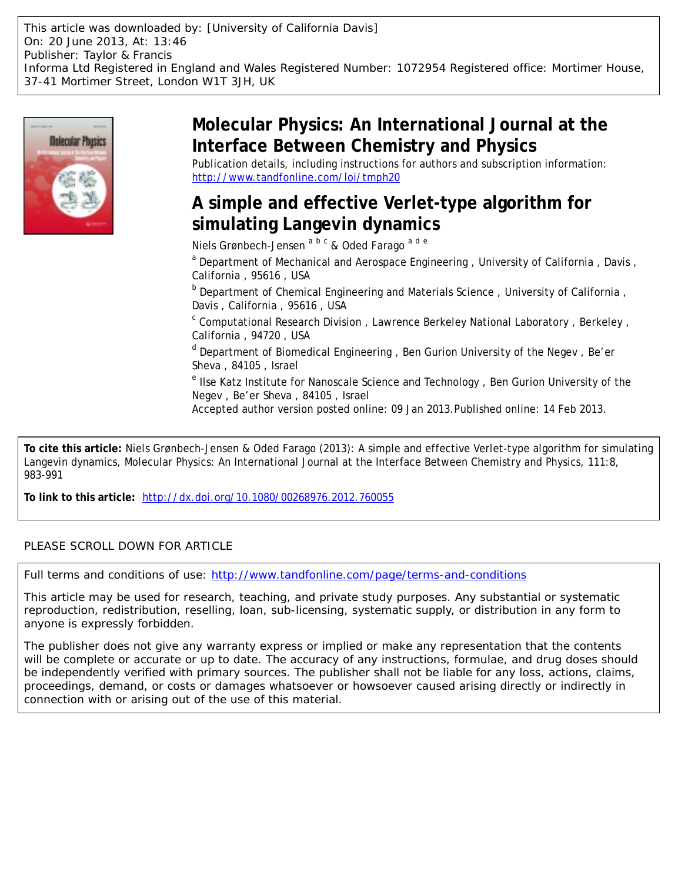This article was downloaded by: [University of California Davis]
On: 20 June 2013, At: 13:46
Publisher: Taylor & Francis
Informa Ltd Registered in England and Wales Registered Number: 1072954 Registered office: Mortimer House, 37-41 Mortimer Street, London W1T 3JH, UK

# Molecular Physics: An International Journal at the Interface Between Chemistry and Physics

Publication details, including instructions for authors and subscription information:
http://www.tandfonline.com/loi/tmph20

# A simple and effective Verlet-type algorithm for simulating Langevin dynamics

Niels Grønbech-Jensen [a b c] & Oded Farago [a d e]

[a] Department of Mechanical and Aerospace Engineering , University of California , Davis , California , 95616 , USA

[b] Department of Chemical Engineering and Materials Science , University of California , Davis , California , 95616 , USA

[c] Computational Research Division , Lawrence Berkeley National Laboratory , Berkeley , California , 94720 , USA

[d] Department of Biomedical Engineering , Ben Gurion University of the Negev , Be'er Sheva , 84105 , Israel

[e] Ilse Katz Institute for Nanoscale Science and Technology , Ben Gurion University of the Negev , Be'er Sheva , 84105 , Israel

Accepted author version posted online: 09 Jan 2013.Published online: 14 Feb 2013.

**To cite this article:** Niels Grønbech-Jensen & Oded Farago (2013): A simple and effective Verlet-type algorithm for simulating Langevin dynamics, Molecular Physics: An International Journal at the Interface Between Chemistry and Physics, 111:8, 983-991

**To link to this article:** http://dx.doi.org/10.1080/00268976.2012.760055

PLEASE SCROLL DOWN FOR ARTICLE

Full terms and conditions of use: http://www.tandfonline.com/page/terms-and-conditions

This article may be used for research, teaching, and private study purposes. Any substantial or systematic reproduction, redistribution, reselling, loan, sub-licensing, systematic supply, or distribution in any form to anyone is expressly forbidden.

The publisher does not give any warranty express or implied or make any representation that the contents will be complete or accurate or up to date. The accuracy of any instructions, formulae, and drug doses should be independently verified with primary sources. The publisher shall not be liable for any loss, actions, claims, proceedings, demand, or costs or damages whatsoever or howsoever caused arising directly or indirectly in connection with or arising out of the use of this material.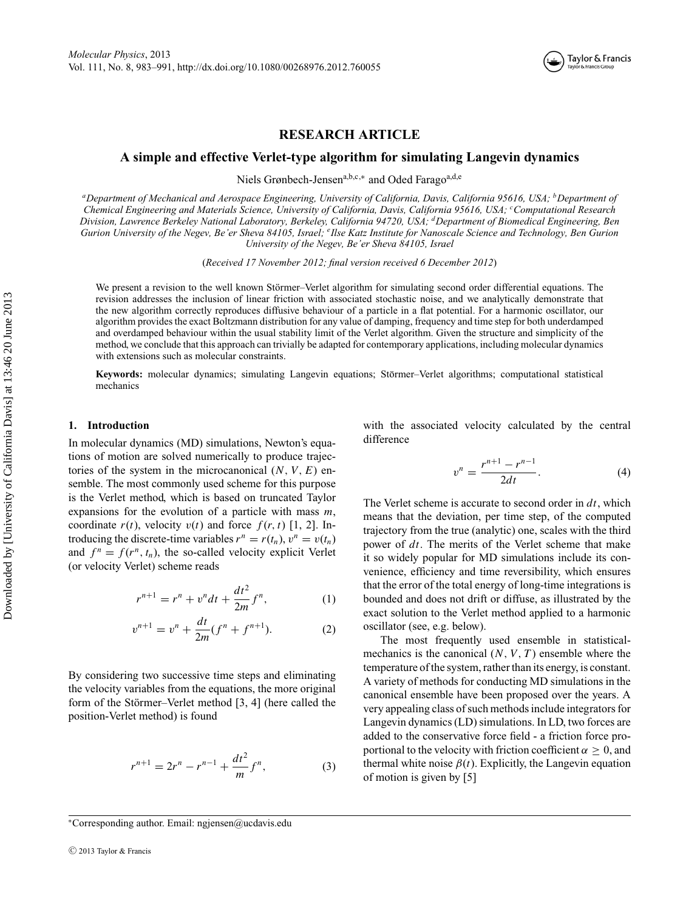## RESEARCH ARTICLE

# A simple and effective Verlet-type algorithm for simulating Langevin dynamics

Niels Grønbech-Jensen[a,b,c,*] and Oded Farago[a,d,e]

[a]Department of Mechanical and Aerospace Engineering, University of California, Davis, California 95616, USA; [b]Department of Chemical Engineering and Materials Science, University of California, Davis, California 95616, USA; [c]Computational Research Division, Lawrence Berkeley National Laboratory, Berkeley, California 94720, USA; [d]Department of Biomedical Engineering, Ben Gurion University of the Negev, Be'er Sheva 84105, Israel; [e]Ilse Katz Institute for Nanoscale Science and Technology, Ben Gurion University of the Negev, Be'er Sheva 84105, Israel

(*Received 17 November 2012; final version received 6 December 2012*)

We present a revision to the well known Störmer–Verlet algorithm for simulating second order differential equations. The revision addresses the inclusion of linear friction with associated stochastic noise, and we analytically demonstrate that the new algorithm correctly reproduces diffusive behaviour of a particle in a flat potential. For a harmonic oscillator, our algorithm provides the exact Boltzmann distribution for any value of damping, frequency and time step for both underdamped and overdamped behaviour within the usual stability limit of the Verlet algorithm. Given the structure and simplicity of the method, we conclude that this approach can trivially be adapted for contemporary applications, including molecular dynamics with extensions such as molecular constraints.

**Keywords:** molecular dynamics; simulating Langevin equations; Störmer–Verlet algorithms; computational statistical mechanics

## 1. Introduction

In molecular dynamics (MD) simulations, Newton's equations of motion are solved numerically to produce trajectories of the system in the microcanonical $(N, V, E)$ ensemble. The most commonly used scheme for this purpose is the Verlet method, which is based on truncated Taylor expansions for the evolution of a particle with mass $m$, coordinate $r(t)$, velocity $v(t)$ and force $f(r, t)$ [1, 2]. Introducing the discrete-time variables $r^n = r(t_n)$, $v^n = v(t_n)$ and $f^n = f(r^n, t_n)$, the so-called velocity explicit Verlet (or velocity Verlet) scheme reads

$$r^{n+1} = r^n + v^n dt + \frac{dt^2}{2m} f^n, \tag{1}$$

$$v^{n+1} = v^n + \frac{dt}{2m}(f^n + f^{n+1}). \tag{2}$$

By considering two successive time steps and eliminating the velocity variables from the equations, the more original form of the Störmer–Verlet method [3, 4] (here called the position-Verlet method) is found

$$r^{n+1} = 2r^n - r^{n-1} + \frac{dt^2}{m} f^n, \tag{3}$$

with the associated velocity calculated by the central difference

$$v^n = \frac{r^{n+1} - r^{n-1}}{2dt}. \tag{4}$$

The Verlet scheme is accurate to second order in $dt$, which means that the deviation, per time step, of the computed trajectory from the true (analytic) one, scales with the third power of $dt$. The merits of the Verlet scheme that make it so widely popular for MD simulations include its convenience, efficiency and time reversibility, which ensures that the error of the total energy of long-time integrations is bounded and does not drift or diffuse, as illustrated by the exact solution to the Verlet method applied to a harmonic oscillator (see, e.g. below).

The most frequently used ensemble in statistical-mechanics is the canonical $(N, V, T)$ ensemble where the temperature of the system, rather than its energy, is constant. A variety of methods for conducting MD simulations in the canonical ensemble have been proposed over the years. A very appealing class of such methods include integrators for Langevin dynamics (LD) simulations. In LD, two forces are added to the conservative force field - a friction force proportional to the velocity with friction coefficient $\alpha \geq 0$, and thermal white noise $\beta(t)$. Explicitly, the Langevin equation of motion is given by [5]

*Corresponding author. Email: ngjensen@ucdavis.edu

© 2013 Taylor & Francis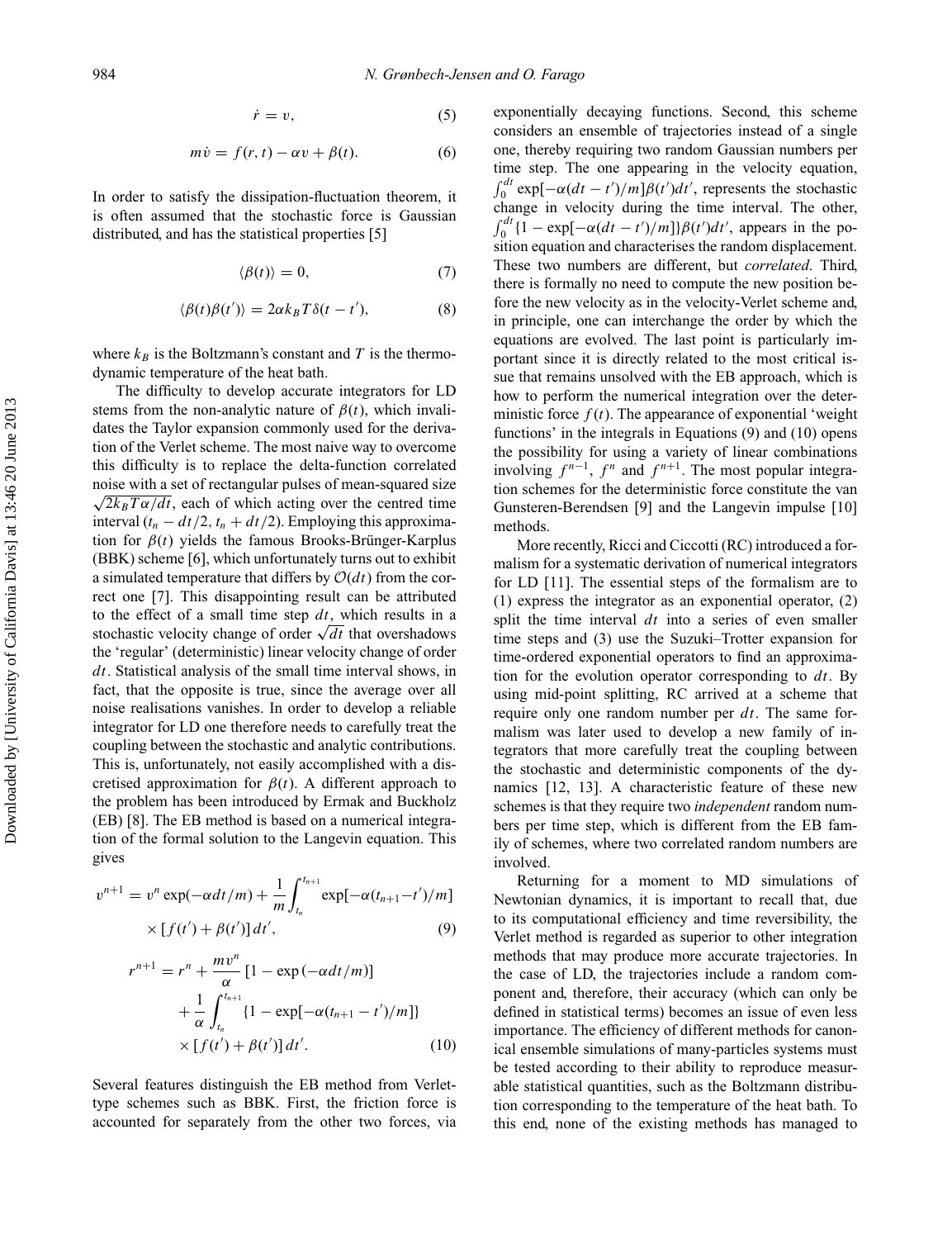$$\dot{r} = v, \tag{5}$$

$$m\dot{v} = f(r,t) - \alpha v + \beta(t). \tag{6}$$

In order to satisfy the dissipation-fluctuation theorem, it is often assumed that the stochastic force is Gaussian distributed, and has the statistical properties [5]

$$\langle \beta(t) \rangle = 0, \tag{7}$$

$$\langle \beta(t)\beta(t') \rangle = 2\alpha k_B T \delta(t - t'), \tag{8}$$

where $k_B$ is the Boltzmann's constant and $T$ is the thermodynamic temperature of the heat bath.

The difficulty to develop accurate integrators for LD stems from the non-analytic nature of $\beta(t)$, which invalidates the Taylor expansion commonly used for the derivation of the Verlet scheme. The most naive way to overcome this difficulty is to replace the delta-function correlated noise with a set of rectangular pulses of mean-squared size $\sqrt{2k_B T\alpha/dt}$, each of which acting over the centred time interval $(t_n - dt/2, t_n + dt/2)$. Employing this approximation for $\beta(t)$ yields the famous Brooks-Brünger-Karplus (BBK) scheme [6], which unfortunately turns out to exhibit a simulated temperature that differs by $\mathcal{O}(dt)$ from the correct one [7]. This disappointing result can be attributed to the effect of a small time step $dt$, which results in a stochastic velocity change of order $\sqrt{dt}$ that overshadows the 'regular' (deterministic) linear velocity change of order $dt$. Statistical analysis of the small time interval shows, in fact, that the opposite is true, since the average over all noise realisations vanishes. In order to develop a reliable integrator for LD one therefore needs to carefully treat the coupling between the stochastic and analytic contributions. This is, unfortunately, not easily accomplished with a discretised approximation for $\beta(t)$. A different approach to the problem has been introduced by Ermak and Buckholz (EB) [8]. The EB method is based on a numerical integration of the formal solution to the Langevin equation. This gives

$$v^{n+1} = v^n \exp(-\alpha dt/m) + \frac{1}{m}\int_{t_n}^{t_{n+1}} \exp[-\alpha(t_{n+1} - t')/m] \times [f(t') + \beta(t')]\, dt', \tag{9}$$

$$r^{n+1} = r^n + \frac{mv^n}{\alpha}[1 - \exp(-\alpha dt/m)] + \frac{1}{\alpha}\int_{t_n}^{t_{n+1}} \{1 - \exp[-\alpha(t_{n+1} - t')/m]\} \times [f(t') + \beta(t')]\, dt'. \tag{10}$$

Several features distinguish the EB method from Verlet-type schemes such as BBK. First, the friction force is accounted for separately from the other two forces, via exponentially decaying functions. Second, this scheme considers an ensemble of trajectories instead of a single one, thereby requiring two random Gaussian numbers per time step. The one appearing in the velocity equation, $\int_0^{dt} \exp[-\alpha(dt - t')/m]\beta(t')dt'$, represents the stochastic change in velocity during the time interval. The other, $\int_0^{dt} \{1 - \exp[-\alpha(dt - t')/m]\}\beta(t')dt'$, appears in the position equation and characterises the random displacement. These two numbers are different, but *correlated*. Third, there is formally no need to compute the new position before the new velocity as in the velocity-Verlet scheme and, in principle, one can interchange the order by which the equations are evolved. The last point is particularly important since it is directly related to the most critical issue that remains unsolved with the EB approach, which is how to perform the numerical integration over the deterministic force $f(t)$. The appearance of exponential 'weight functions' in the integrals in Equations (9) and (10) opens the possibility for using a variety of linear combinations involving $f^{n-1}$, $f^n$ and $f^{n+1}$. The most popular integration schemes for the deterministic force constitute the van Gunsteren-Berendsen [9] and the Langevin impulse [10] methods.

More recently, Ricci and Ciccotti (RC) introduced a formalism for a systematic derivation of numerical integrators for LD [11]. The essential steps of the formalism are to (1) express the integrator as an exponential operator, (2) split the time interval $dt$ into a series of even smaller time steps and (3) use the Suzuki–Trotter expansion for time-ordered exponential operators to find an approximation for the evolution operator corresponding to $dt$. By using mid-point splitting, RC arrived at a scheme that require only one random number per $dt$. The same formalism was later used to develop a new family of integrators that more carefully treat the coupling between the stochastic and deterministic components of the dynamics [12, 13]. A characteristic feature of these new schemes is that they require two *independent* random numbers per time step, which is different from the EB family of schemes, where two correlated random numbers are involved.

Returning for a moment to MD simulations of Newtonian dynamics, it is important to recall that, due to its computational efficiency and time reversibility, the Verlet method is regarded as superior to other integration methods that may produce more accurate trajectories. In the case of LD, the trajectories include a random component and, therefore, their accuracy (which can only be defined in statistical terms) becomes an issue of even less importance. The efficiency of different methods for canonical ensemble simulations of many-particles systems must be tested according to their ability to reproduce measurable statistical quantities, such as the Boltzmann distribution corresponding to the temperature of the heat bath. To this end, none of the existing methods has managed to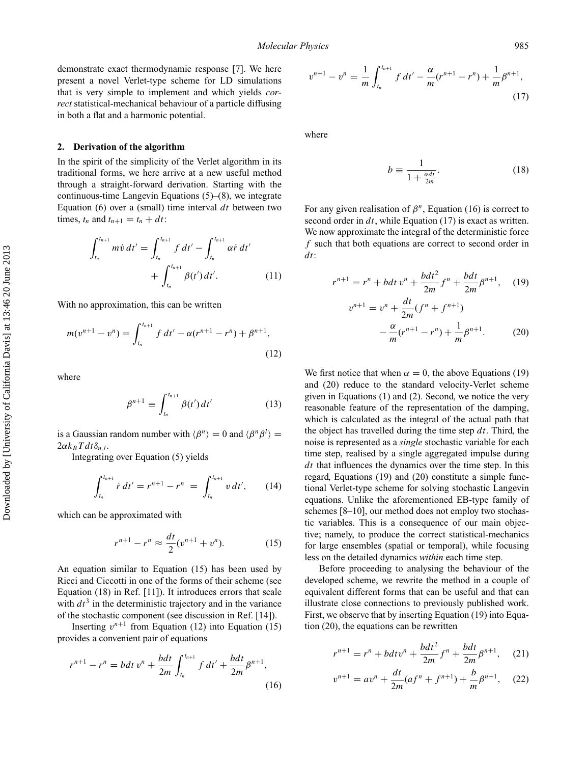demonstrate exact thermodynamic response [7]. We here present a novel Verlet-type scheme for LD simulations that is very simple to implement and which yields *correct* statistical-mechanical behaviour of a particle diffusing in both a flat and a harmonic potential.

## 2. Derivation of the algorithm

In the spirit of the simplicity of the Verlet algorithm in its traditional forms, we here arrive at a new useful method through a straight-forward derivation. Starting with the continuous-time Langevin Equations (5)–(8), we integrate Equation (6) over a (small) time interval $dt$ between two times, $t_n$ and $t_{n+1} = t_n + dt$:

$$\int_{t_n}^{t_{n+1}} m\dot{v}\,dt' = \int_{t_n}^{t_{n+1}} f\,dt' - \int_{t_n}^{t_{n+1}} \alpha\dot{r}\,dt' + \int_{t_n}^{t_{n+1}} \beta(t')\,dt'. \tag{11}$$

With no approximation, this can be written

$$m(v^{n+1} - v^n) = \int_{t_n}^{t_{n+1}} f\,dt' - \alpha(r^{n+1} - r^n) + \beta^{n+1}, \tag{12}$$

where

$$\beta^{n+1} \equiv \int_{t_n}^{t_{n+1}} \beta(t')\,dt' \tag{13}$$

is a Gaussian random number with $\langle \beta^n \rangle = 0$ and $\langle \beta^n \beta^l \rangle = 2\alpha k_B T dt \delta_{n,l}$.

Integrating over Equation (5) yields

$$\int_{t_n}^{t_{n+1}} \dot{r}\,dt' = r^{n+1} - r^n = \int_{t_n}^{t_{n+1}} v\,dt', \tag{14}$$

which can be approximated with

$$r^{n+1} - r^n \approx \frac{dt}{2}(v^{n+1} + v^n). \tag{15}$$

An equation similar to Equation (15) has been used by Ricci and Ciccotti in one of the forms of their scheme (see Equation (18) in Ref. [11]). It introduces errors that scale with $dt^3$ in the deterministic trajectory and in the variance of the stochastic component (see discussion in Ref. [14]).

Inserting $v^{n+1}$ from Equation (12) into Equation (15) provides a convenient pair of equations

$$r^{n+1} - r^n = b dt\, v^n + \frac{b dt}{2m}\int_{t_n}^{t_{n+1}} f\,dt' + \frac{b dt}{2m}\beta^{n+1}, \tag{16}$$

$$v^{n+1} - v^n = \frac{1}{m}\int_{t_n}^{t_{n+1}} f\,dt' - \frac{\alpha}{m}(r^{n+1} - r^n) + \frac{1}{m}\beta^{n+1}, \tag{17}$$

where

$$b \equiv \frac{1}{1 + \frac{\alpha dt}{2m}}. \tag{18}$$

For any given realisation of $\beta^n$, Equation (16) is correct to second order in $dt$, while Equation (17) is exact as written. We now approximate the integral of the deterministic force $f$ such that both equations are correct to second order in $dt$:

$$r^{n+1} = r^n + b dt\, v^n + \frac{b dt^2}{2m} f^n + \frac{b dt}{2m}\beta^{n+1}, \tag{19}$$

$$v^{n+1} = v^n + \frac{dt}{2m}(f^n + f^{n+1}) - \frac{\alpha}{m}(r^{n+1} - r^n) + \frac{1}{m}\beta^{n+1}. \tag{20}$$

We first notice that when $\alpha = 0$, the above Equations (19) and (20) reduce to the standard velocity-Verlet scheme given in Equations (1) and (2). Second, we notice the very reasonable feature of the representation of the damping, which is calculated as the integral of the actual path that the object has travelled during the time step $dt$. Third, the noise is represented as a *single* stochastic variable for each time step, realised by a single aggregated impulse during $dt$ that influences the dynamics over the time step. In this regard, Equations (19) and (20) constitute a simple functional Verlet-type scheme for solving stochastic Langevin equations. Unlike the aforementioned EB-type family of schemes [8–10], our method does not employ two stochastic variables. This is a consequence of our main objective; namely, to produce the correct statistical-mechanics for large ensembles (spatial or temporal), while focusing less on the detailed dynamics *within* each time step.

Before proceeding to analysing the behaviour of the developed scheme, we rewrite the method in a couple of equivalent different forms that can be useful and that can illustrate close connections to previously published work. First, we observe that by inserting Equation (19) into Equation (20), the equations can be rewritten

$$r^{n+1} = r^n + b dt v^n + \frac{b dt^2}{2m} f^n + \frac{b dt}{2m}\beta^{n+1}, \tag{21}$$

$$v^{n+1} = a v^n + \frac{dt}{2m}(a f^n + f^{n+1}) + \frac{b}{m}\beta^{n+1}, \tag{22}$$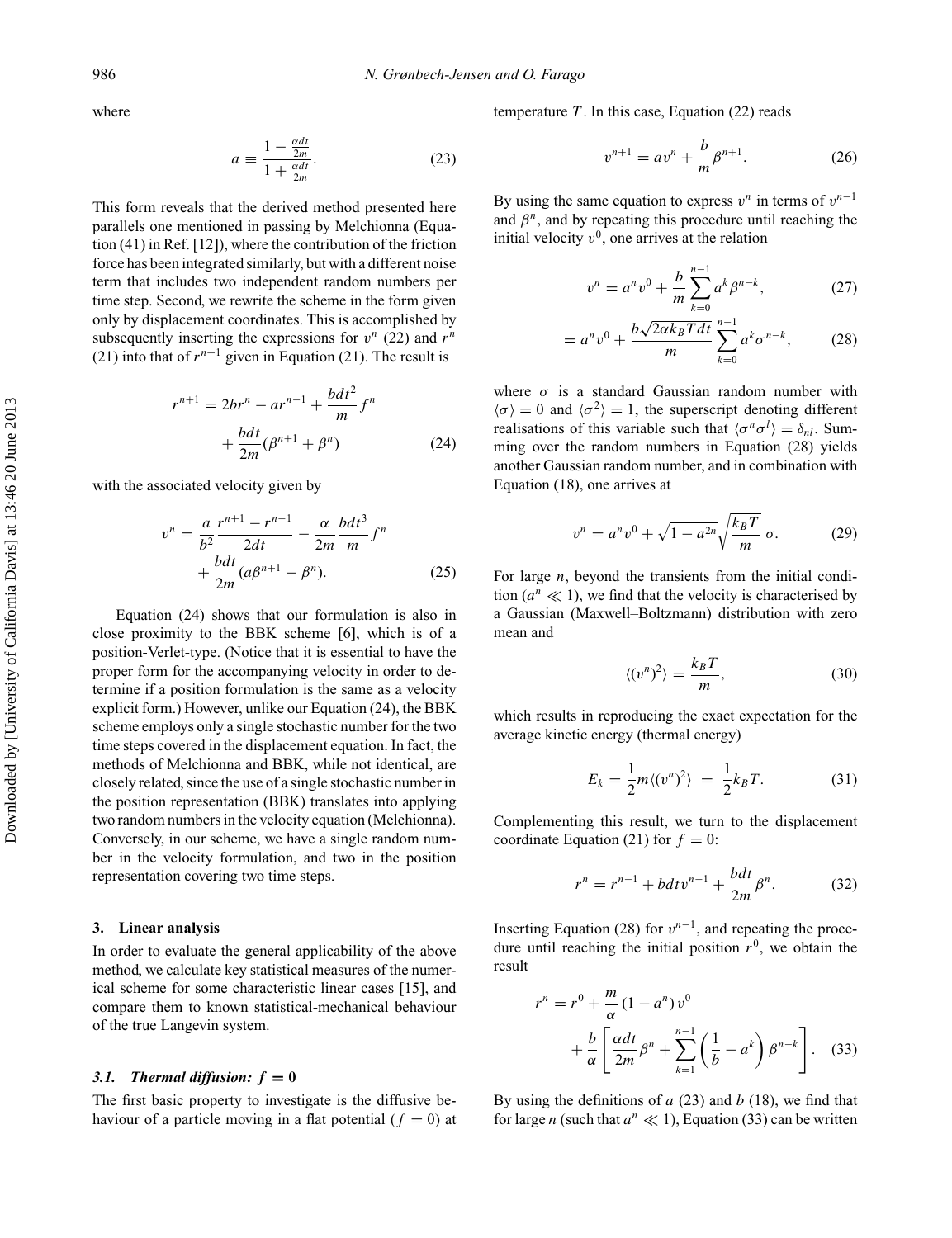where

$$a \equiv \frac{1 - \frac{\alpha dt}{2m}}{1 + \frac{\alpha dt}{2m}}. \tag{23}$$

This form reveals that the derived method presented here parallels one mentioned in passing by Melchionna (Equation (41) in Ref. [12]), where the contribution of the friction force has been integrated similarly, but with a different noise term that includes two independent random numbers per time step. Second, we rewrite the scheme in the form given only by displacement coordinates. This is accomplished by subsequently inserting the expressions for $v^n$ (22) and $r^n$ (21) into that of $r^{n+1}$ given in Equation (21). The result is

$$r^{n+1} = 2br^n - ar^{n-1} + \frac{bdt^2}{m} f^n + \frac{bdt}{2m}(\beta^{n+1} + \beta^n) \tag{24}$$

with the associated velocity given by

$$v^n = \frac{a}{b^2}\frac{r^{n+1} - r^{n-1}}{2dt} - \frac{\alpha}{2m}\frac{bdt^3}{m} f^n + \frac{bdt}{2m}(a\beta^{n+1} - \beta^n). \tag{25}$$

Equation (24) shows that our formulation is also in close proximity to the BBK scheme [6], which is of a position-Verlet-type. (Notice that it is essential to have the proper form for the accompanying velocity in order to determine if a position formulation is the same as a velocity explicit form.) However, unlike our Equation (24), the BBK scheme employs only a single stochastic number for the two time steps covered in the displacement equation. In fact, the methods of Melchionna and BBK, while not identical, are closely related, since the use of a single stochastic number in the position representation (BBK) translates into applying two random numbers in the velocity equation (Melchionna). Conversely, in our scheme, we have a single random number in the velocity formulation, and two in the position representation covering two time steps.

## 3. Linear analysis

In order to evaluate the general applicability of the above method, we calculate key statistical measures of the numerical scheme for some characteristic linear cases [15], and compare them to known statistical-mechanical behaviour of the true Langevin system.

### 3.1. Thermal diffusion: $f = 0$

The first basic property to investigate is the diffusive behaviour of a particle moving in a flat potential ($f = 0$) at temperature $T$. In this case, Equation (22) reads

$$v^{n+1} = av^n + \frac{b}{m}\beta^{n+1}. \tag{26}$$

By using the same equation to express $v^n$ in terms of $v^{n-1}$ and $\beta^n$, and by repeating this procedure until reaching the initial velocity $v^0$, one arrives at the relation

$$v^n = a^n v^0 + \frac{b}{m}\sum_{k=0}^{n-1} a^k \beta^{n-k}, \tag{27}$$

$$= a^n v^0 + \frac{b\sqrt{2\alpha k_B T dt}}{m}\sum_{k=0}^{n-1} a^k \sigma^{n-k}, \tag{28}$$

where $\sigma$ is a standard Gaussian random number with $\langle \sigma \rangle = 0$ and $\langle \sigma^2 \rangle = 1$, the superscript denoting different realisations of this variable such that $\langle \sigma^n \sigma^l \rangle = \delta_{nl}$. Summing over the random numbers in Equation (28) yields another Gaussian random number, and in combination with Equation (18), one arrives at

$$v^n = a^n v^0 + \sqrt{1 - a^{2n}}\sqrt{\frac{k_B T}{m}}\,\sigma. \tag{29}$$

For large $n$, beyond the transients from the initial condition ($a^n \ll 1$), we find that the velocity is characterised by a Gaussian (Maxwell–Boltzmann) distribution with zero mean and

$$\langle (v^n)^2 \rangle = \frac{k_B T}{m}, \tag{30}$$

which results in reproducing the exact expectation for the average kinetic energy (thermal energy)

$$E_k = \frac{1}{2}m\langle (v^n)^2 \rangle = \frac{1}{2}k_B T. \tag{31}$$

Complementing this result, we turn to the displacement coordinate Equation (21) for $f = 0$:

$$r^n = r^{n-1} + bdt v^{n-1} + \frac{bdt}{2m}\beta^n. \tag{32}$$

Inserting Equation (28) for $v^{n-1}$, and repeating the procedure until reaching the initial position $r^0$, we obtain the result

$$r^n = r^0 + \frac{m}{\alpha}(1 - a^n)v^0 + \frac{b}{\alpha}\left[\frac{\alpha dt}{2m}\beta^n + \sum_{k=1}^{n-1}\left(\frac{1}{b} - a^k\right)\beta^{n-k}\right]. \tag{33}$$

By using the definitions of $a$ (23) and $b$ (18), we find that for large $n$ (such that $a^n \ll 1$), Equation (33) can be written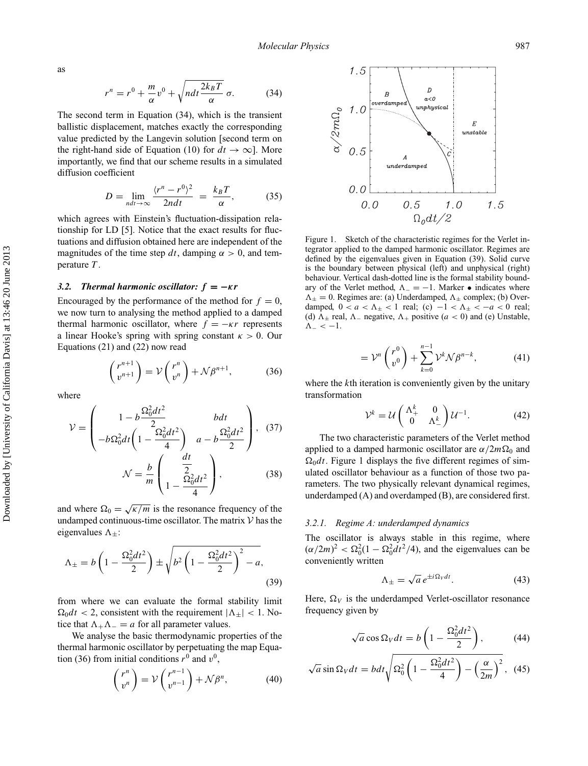as

$$r^n = r^0 + \frac{m}{\alpha} v^0 + \sqrt{ndt \frac{2k_B T}{\alpha}}\, \sigma. \tag{34}$$

The second term in Equation (34), which is the transient ballistic displacement, matches exactly the corresponding value predicted by the Langevin solution [second term on the right-hand side of Equation (10) for $dt \to \infty$]. More importantly, we find that our scheme results in a simulated diffusion coefficient

$$D = \lim_{ndt \to \infty} \frac{\langle r^n - r^0 \rangle^2}{2ndt} = \frac{k_B T}{\alpha}, \tag{35}$$

which agrees with Einstein's fluctuation-dissipation relationship for LD [5]. Notice that the exact results for fluctuations and diffusion obtained here are independent of the magnitudes of the time step $dt$, damping $\alpha > 0$, and temperature $T$.

### 3.2. *Thermal harmonic oscillator: $f = -\kappa r$*

Encouraged by the performance of the method for $f = 0$, we now turn to analysing the method applied to a damped thermal harmonic oscillator, where $f = -\kappa r$ represents a linear Hooke's spring with spring constant $\kappa > 0$. Our Equations (21) and (22) now read

$$\begin{pmatrix} r^{n+1} \\ v^{n+1} \end{pmatrix} = \mathcal{V} \begin{pmatrix} r^n \\ v^n \end{pmatrix} + \mathcal{N} \beta^{n+1}, \tag{36}$$

where

$$\mathcal{V} = \begin{pmatrix} 1 - b\dfrac{\Omega_0^2 dt^2}{2} & bdt \\ -b\Omega_0^2 dt\left(1 - \dfrac{\Omega_0^2 dt^2}{4}\right) & a - b\dfrac{\Omega_0^2 dt^2}{2} \end{pmatrix}, \tag{37}$$

$$\mathcal{N} = \frac{b}{m} \begin{pmatrix} \dfrac{dt}{2} \\ 1 - \dfrac{\Omega_0^2 dt^2}{4} \end{pmatrix}, \tag{38}$$

and where $\Omega_0 = \sqrt{\kappa/m}$ is the resonance frequency of the undamped continuous-time oscillator. The matrix $\mathcal{V}$ has the eigenvalues $\Lambda_\pm$:

$$\Lambda_\pm = b\left(1 - \frac{\Omega_0^2 dt^2}{2}\right) \pm \sqrt{b^2\left(1 - \frac{\Omega_0^2 dt^2}{2}\right)^2 - a}, \tag{39}$$

from where we can evaluate the formal stability limit $\Omega_0 dt < 2$, consistent with the requirement $|\Lambda_\pm| < 1$. Notice that $\Lambda_+\Lambda_- = a$ for all parameter values.

We analyse the basic thermodynamic properties of the thermal harmonic oscillator by perpetuating the map Equation (36) from initial conditions $r^0$ and $v^0$,

$$\begin{pmatrix} r^n \\ v^n \end{pmatrix} = \mathcal{V} \begin{pmatrix} r^{n-1} \\ v^{n-1} \end{pmatrix} + \mathcal{N} \beta^n, \tag{40}$$

Figure 1. Sketch of the characteristic regimes for the Verlet integrator applied to the damped harmonic oscillator. Regimes are defined by the eigenvalues given in Equation (39). Solid curve is the boundary between physical (left) and unphysical (right) behaviour. Vertical dash-dotted line is the formal stability boundary of the Verlet method, $\Lambda_- = -1$. Marker • indicates where $\Lambda_\pm = 0$. Regimes are: (a) Underdamped, $\Lambda_\pm$ complex; (b) Overdamped, $0 < a < \Lambda_\pm < 1$ real; (c) $-1 < \Lambda_\pm < -a < 0$ real; (d) $\Lambda_\pm$ real, $\Lambda_-$ negative, $\Lambda_+$ positive ($a < 0$) and (e) Unstable, $\Lambda_- < -1$.

$$= \mathcal{V}^n \begin{pmatrix} r^0 \\ v^0 \end{pmatrix} + \sum_{k=0}^{n-1} \mathcal{V}^k \mathcal{N} \beta^{n-k}, \tag{41}$$

where the $k$th iteration is conveniently given by the unitary transformation

$$\mathcal{V}^k = \mathcal{U} \begin{pmatrix} \Lambda_+^k & 0 \\ 0 & \Lambda_-^k \end{pmatrix} \mathcal{U}^{-1}. \tag{42}$$

The two characteristic parameters of the Verlet method applied to a damped harmonic oscillator are $\alpha/2m\Omega_0$ and $\Omega_0 dt$. Figure 1 displays the five different regimes of simulated oscillator behaviour as a function of those two parameters. The two physically relevant dynamical regimes, underdamped (A) and overdamped (B), are considered first.

#### 3.2.1. *Regime A: underdamped dynamics*

The oscillator is always stable in this regime, where $(\alpha/2m)^2 < \Omega_0^2(1 - \Omega_0^2 dt^2/4)$, and the eigenvalues can be conveniently written

$$\Lambda_\pm = \sqrt{a}\, e^{\pm i \Omega_V dt}. \tag{43}$$

Here, $\Omega_V$ is the underdamped Verlet-oscillator resonance frequency given by

$$\sqrt{a} \cos \Omega_V dt = b\left(1 - \frac{\Omega_0^2 dt^2}{2}\right), \tag{44}$$

$$\sqrt{a} \sin \Omega_V dt = bdt\sqrt{\Omega_0^2\left(1 - \frac{\Omega_0^2 dt^2}{4}\right) - \left(\frac{\alpha}{2m}\right)^2}, \tag{45}$$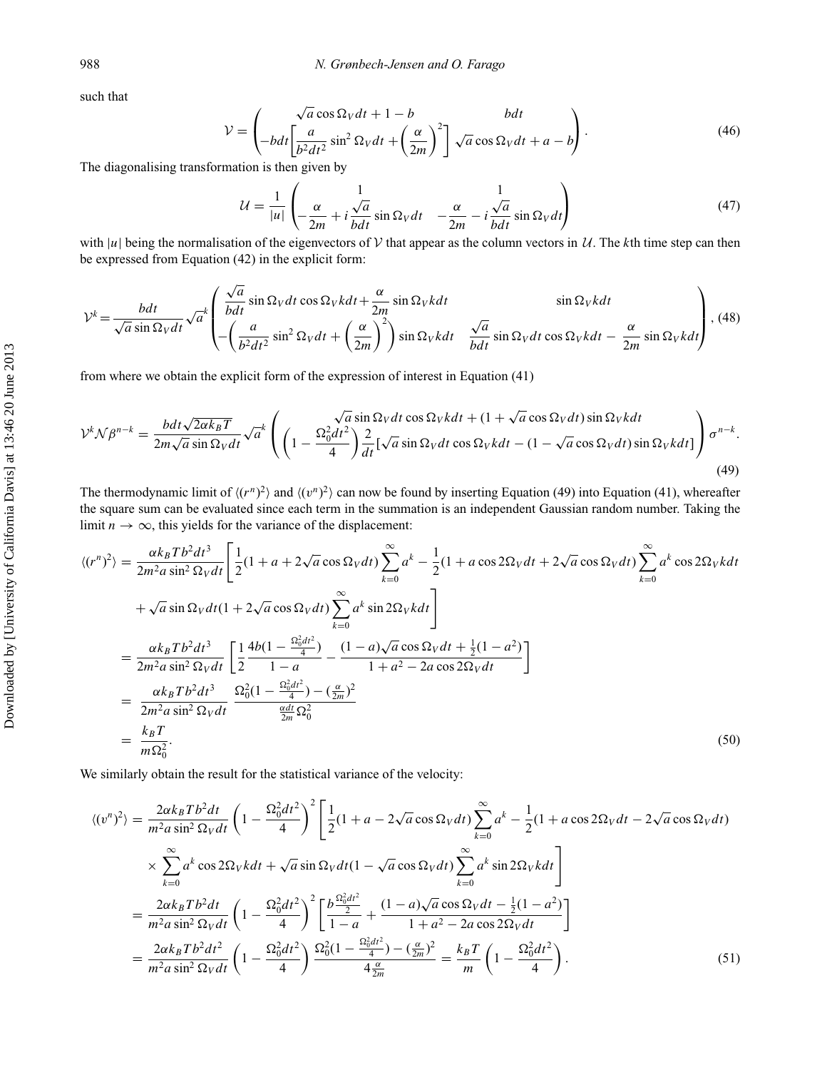such that

$$
\mathcal{V} = \begin{pmatrix} \sqrt{a}\cos\Omega_V dt + 1 - b & b dt \\ -b dt\left[\frac{a}{b^2 dt^2}\sin^2\Omega_V dt + \left(\frac{\alpha}{2m}\right)^2\right] & \sqrt{a}\cos\Omega_V dt + a - b \end{pmatrix}. \tag{46}
$$

The diagonalising transformation is then given by

$$
\mathcal{U} = \frac{1}{|u|}\begin{pmatrix} 1 & 1 \\ -\frac{\alpha}{2m} + i\frac{\sqrt{a}}{b dt}\sin\Omega_V dt & -\frac{\alpha}{2m} - i\frac{\sqrt{a}}{b dt}\sin\Omega_V dt \end{pmatrix} \tag{47}
$$

with $|u|$ being the normalisation of the eigenvectors of $\mathcal{V}$ that appear as the column vectors in $\mathcal{U}$. The $k$th time step can then be expressed from Equation (42) in the explicit form:

$$
\mathcal{V}^k = \frac{b dt}{\sqrt{a}\sin\Omega_V dt}\sqrt{a}^k \begin{pmatrix} \frac{\sqrt{a}}{b dt}\sin\Omega_V dt\cos\Omega_V k dt + \frac{\alpha}{2m}\sin\Omega_V k dt & \sin\Omega_V k dt \\ -\left(\frac{a}{b^2 dt^2}\sin^2\Omega_V dt + \left(\frac{\alpha}{2m}\right)^2\right)\sin\Omega_V k dt & \frac{\sqrt{a}}{b dt}\sin\Omega_V dt\cos\Omega_V k dt - \frac{\alpha}{2m}\sin\Omega_V k dt \end{pmatrix}, \tag{48}
$$

from where we obtain the explicit form of the expression of interest in Equation (41)

$$
\mathcal{V}^k\mathcal{N}\beta^{n-k} = \frac{b dt\sqrt{2\alpha k_B T}}{2m\sqrt{a}\sin\Omega_V dt}\sqrt{a}^k \begin{pmatrix} \sqrt{a}\sin\Omega_V dt\cos\Omega_V k dt + (1+\sqrt{a}\cos\Omega_V dt)\sin\Omega_V k dt \\ \left(1 - \frac{\Omega_0^2 dt^2}{4}\right)\frac{2}{dt}[\sqrt{a}\sin\Omega_V dt\cos\Omega_V k dt - (1-\sqrt{a}\cos\Omega_V dt)\sin\Omega_V k dt] \end{pmatrix}\sigma^{n-k}. \tag{49}
$$

The thermodynamic limit of $\langle (r^n)^2\rangle$ and $\langle (v^n)^2\rangle$ can now be found by inserting Equation (49) into Equation (41), whereafter the square sum can be evaluated since each term in the summation is an independent Gaussian random number. Taking the limit $n \to \infty$, this yields for the variance of the displacement:

$$
\begin{aligned}
\langle (r^n)^2\rangle &= \frac{\alpha k_B T b^2 dt^3}{2m^2 a\sin^2\Omega_V dt}\Bigg[\frac{1}{2}(1 + a + 2\sqrt{a}\cos\Omega_V dt)\sum_{k=0}^{\infty}a^k - \frac{1}{2}(1 + a\cos 2\Omega_V dt + 2\sqrt{a}\cos\Omega_V dt)\sum_{k=0}^{\infty}a^k\cos 2\Omega_V k dt \\
&\quad + \sqrt{a}\sin\Omega_V dt(1 + 2\sqrt{a}\cos\Omega_V dt)\sum_{k=0}^{\infty}a^k\sin 2\Omega_V k dt\Bigg] \\
&= \frac{\alpha k_B T b^2 dt^3}{2m^2 a\sin^2\Omega_V dt}\left[\frac{1}{2}\frac{4b(1-\frac{\Omega_0^2 dt^2}{4})}{1-a} - \frac{(1-a)\sqrt{a}\cos\Omega_V dt + \frac{1}{2}(1-a^2)}{1 + a^2 - 2a\cos 2\Omega_V dt}\right] \\
&= \frac{\alpha k_B T b^2 dt^3}{2m^2 a\sin^2\Omega_V dt}\,\frac{\Omega_0^2(1-\frac{\Omega_0^2 dt^2}{4}) - (\frac{\alpha}{2m})^2}{\frac{\alpha dt}{2m}\Omega_0^2} \\
&= \frac{k_B T}{m\Omega_0^2}.
\end{aligned} \tag{50}
$$

We similarly obtain the result for the statistical variance of the velocity:

$$
\begin{aligned}
\langle (v^n)^2\rangle &= \frac{2\alpha k_B T b^2 dt}{m^2 a\sin^2\Omega_V dt}\left(1 - \frac{\Omega_0^2 dt^2}{4}\right)^2\Bigg[\frac{1}{2}(1 + a - 2\sqrt{a}\cos\Omega_V dt)\sum_{k=0}^{\infty}a^k - \frac{1}{2}(1 + a\cos 2\Omega_V dt - 2\sqrt{a}\cos\Omega_V dt) \\
&\quad \times\sum_{k=0}^{\infty}a^k\cos 2\Omega_V k dt + \sqrt{a}\sin\Omega_V dt(1 - \sqrt{a}\cos\Omega_V dt)\sum_{k=0}^{\infty}a^k\sin 2\Omega_V k dt\Bigg] \\
&= \frac{2\alpha k_B T b^2 dt}{m^2 a\sin^2\Omega_V dt}\left(1 - \frac{\Omega_0^2 dt^2}{4}\right)^2\left[\frac{b\frac{\Omega_0^2 dt^2}{2}}{1-a} + \frac{(1-a)\sqrt{a}\cos\Omega_V dt - \frac{1}{2}(1-a^2)}{1 + a^2 - 2a\cos 2\Omega_V dt}\right] \\
&= \frac{2\alpha k_B T b^2 dt^2}{m^2 a\sin^2\Omega_V dt}\left(1 - \frac{\Omega_0^2 dt^2}{4}\right)\frac{\Omega_0^2(1-\frac{\Omega_0^2 dt^2}{4}) - (\frac{\alpha}{2m})^2}{4\frac{\alpha}{2m}} = \frac{k_B T}{m}\left(1 - \frac{\Omega_0^2 dt^2}{4}\right).
\end{aligned} \tag{51}
$$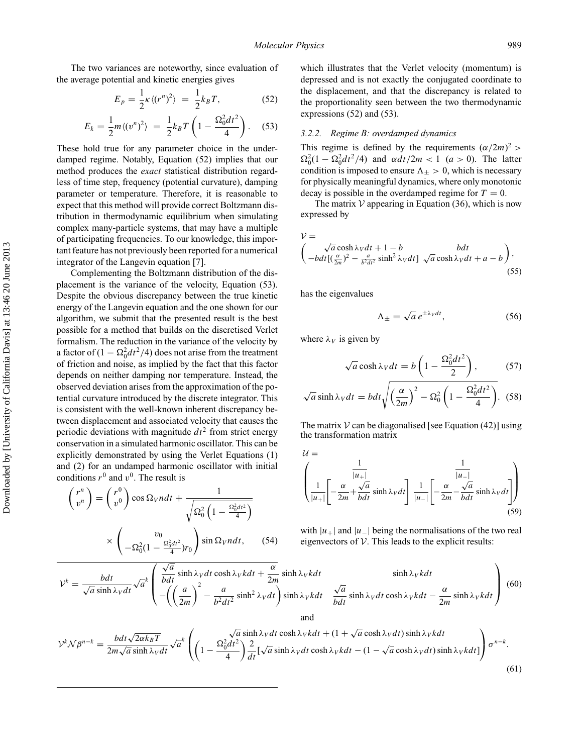The two variances are noteworthy, since evaluation of the average potential and kinetic energies gives

$$E_p = \frac{1}{2}\kappa\langle (r^n)^2\rangle \;=\; \frac{1}{2}k_BT, \tag{52}$$

$$E_k = \frac{1}{2}m\langle (v^n)^2\rangle \;=\; \frac{1}{2}k_BT\left(1-\frac{\Omega_0^2dt^2}{4}\right). \tag{53}$$

These hold true for any parameter choice in the underdamped regime. Notably, Equation (52) implies that our method produces the *exact* statistical distribution regardless of time step, frequency (potential curvature), damping parameter or temperature. Therefore, it is reasonable to expect that this method will provide correct Boltzmann distribution in thermodynamic equilibrium when simulating complex many-particle systems, that may have a multiple of participating frequencies. To our knowledge, this important feature has not previously been reported for a numerical integrator of the Langevin equation [7].

Complementing the Boltzmann distribution of the displacement is the variance of the velocity, Equation (53). Despite the obvious discrepancy between the true kinetic energy of the Langevin equation and the one shown for our algorithm, we submit that the presented result is the best possible for a method that builds on the discretised Verlet formalism. The reduction in the variance of the velocity by a factor of $(1-\Omega_0^2dt^2/4)$ does not arise from the treatment of friction and noise, as implied by the fact that this factor depends on neither damping nor temperature. Instead, the observed deviation arises from the approximation of the potential curvature introduced by the discrete integrator. This is consistent with the well-known inherent discrepancy between displacement and associated velocity that causes the periodic deviations with magnitude $dt^2$ from strict energy conservation in a simulated harmonic oscillator. This can be explicitly demonstrated by using the Verlet Equations (1) and (2) for an undamped harmonic oscillator with initial conditions $r^0$ and $v^0$. The result is

$$\begin{pmatrix} r^n \\ v^n \end{pmatrix} = \begin{pmatrix} r^0 \\ v^0 \end{pmatrix}\cos\Omega_V ndt + \frac{1}{\sqrt{\Omega_0^2\left(1-\frac{\Omega_0^2dt^2}{4}\right)}} \times \begin{pmatrix} v_0 \\ -\Omega_0^2(1-\frac{\Omega_0^2dt^2}{4})r_0 \end{pmatrix}\sin\Omega_V ndt, \tag{54}$$

which illustrates that the Verlet velocity (momentum) is depressed and is not exactly the conjugated coordinate to the displacement, and that the discrepancy is related to the proportionality seen between the two thermodynamic expressions (52) and (53).

#### 3.2.2. Regime B: overdamped dynamics

This regime is defined by the requirements $(\alpha/2m)^2 > \Omega_0^2(1-\Omega_0^2dt^2/4)$ and $\alpha dt/2m < 1$ $(a>0)$. The latter condition is imposed to ensure $\Lambda_\pm > 0$, which is necessary for physically meaningful dynamics, where only monotonic decay is possible in the overdamped regime for $T=0$.

The matrix $\mathcal{V}$ appearing in Equation (36), which is now expressed by

$$\mathcal{V} = \begin{pmatrix} \sqrt{a}\cosh\lambda_V dt + 1 - b & bdt \\ -bdt[(\frac{\alpha}{2m})^2 - \frac{a}{b^2dt^2}\sinh^2\lambda_V dt] & \sqrt{a}\cosh\lambda_V dt + a - b \end{pmatrix}, \tag{55}$$

has the eigenvalues

$$\Lambda_\pm = \sqrt{a}\,e^{\pm\lambda_V dt}, \tag{56}$$

where $\lambda_V$ is given by

$$\sqrt{a}\cosh\lambda_V dt = b\left(1-\frac{\Omega_0^2dt^2}{2}\right), \tag{57}$$

$$\sqrt{a}\sinh\lambda_V dt = bdt\sqrt{\left(\frac{\alpha}{2m}\right)^2 - \Omega_0^2\left(1-\frac{\Omega_0^2dt^2}{4}\right)}. \tag{58}$$

The matrix $\mathcal{V}$ can be diagonalised [see Equation (42)] using the transformation matrix

$$\mathcal{U} = \begin{pmatrix} \frac{1}{|u_+|} & \frac{1}{|u_-|} \\ \frac{1}{|u_+|}\left[-\frac{\alpha}{2m}+\frac{\sqrt{a}}{bdt}\sinh\lambda_V dt\right] & \frac{1}{|u_-|}\left[-\frac{\alpha}{2m}-\frac{\sqrt{a}}{bdt}\sinh\lambda_V dt\right] \end{pmatrix} \tag{59}$$

with $|u_+|$ and $|u_-|$ being the normalisations of the two real eigenvectors of $\mathcal{V}$. This leads to the explicit results:

$$\mathcal{V}^k = \frac{bdt}{\sqrt{a}\sinh\lambda_V dt}\sqrt{a}^k \begin{pmatrix} \frac{\sqrt{a}}{bdt}\sinh\lambda_V dt\cosh\lambda_V kdt + \frac{\alpha}{2m}\sinh\lambda_V kdt & \sinh\lambda_V kdt \\ -\left(\left(\frac{a}{2m}\right)^2 - \frac{a}{b^2dt^2}\sinh^2\lambda_V dt\right)\sinh\lambda_V kdt & \frac{\sqrt{a}}{bdt}\sinh\lambda_V dt\cosh\lambda_V kdt - \frac{\alpha}{2m}\sinh\lambda_V kdt \end{pmatrix} \tag{60}$$

and

$$\mathcal{V}^k\mathcal{N}\beta^{n-k} = \frac{bdt\sqrt{2\alpha k_BT}}{2m\sqrt{a}\sinh\lambda_V dt}\sqrt{a}^k \begin{pmatrix} \sqrt{a}\sinh\lambda_V dt\cosh\lambda_V kdt + (1+\sqrt{a}\cosh\lambda_V dt)\sinh\lambda_V kdt \\ \left(1-\frac{\Omega_0^2dt^2}{4}\right)\frac{2}{dt}[\sqrt{a}\sinh\lambda_V dt\cosh\lambda_V kdt - (1-\sqrt{a}\cosh\lambda_V dt)\sinh\lambda_V kdt] \end{pmatrix}\sigma^{n-k}. \tag{61}$$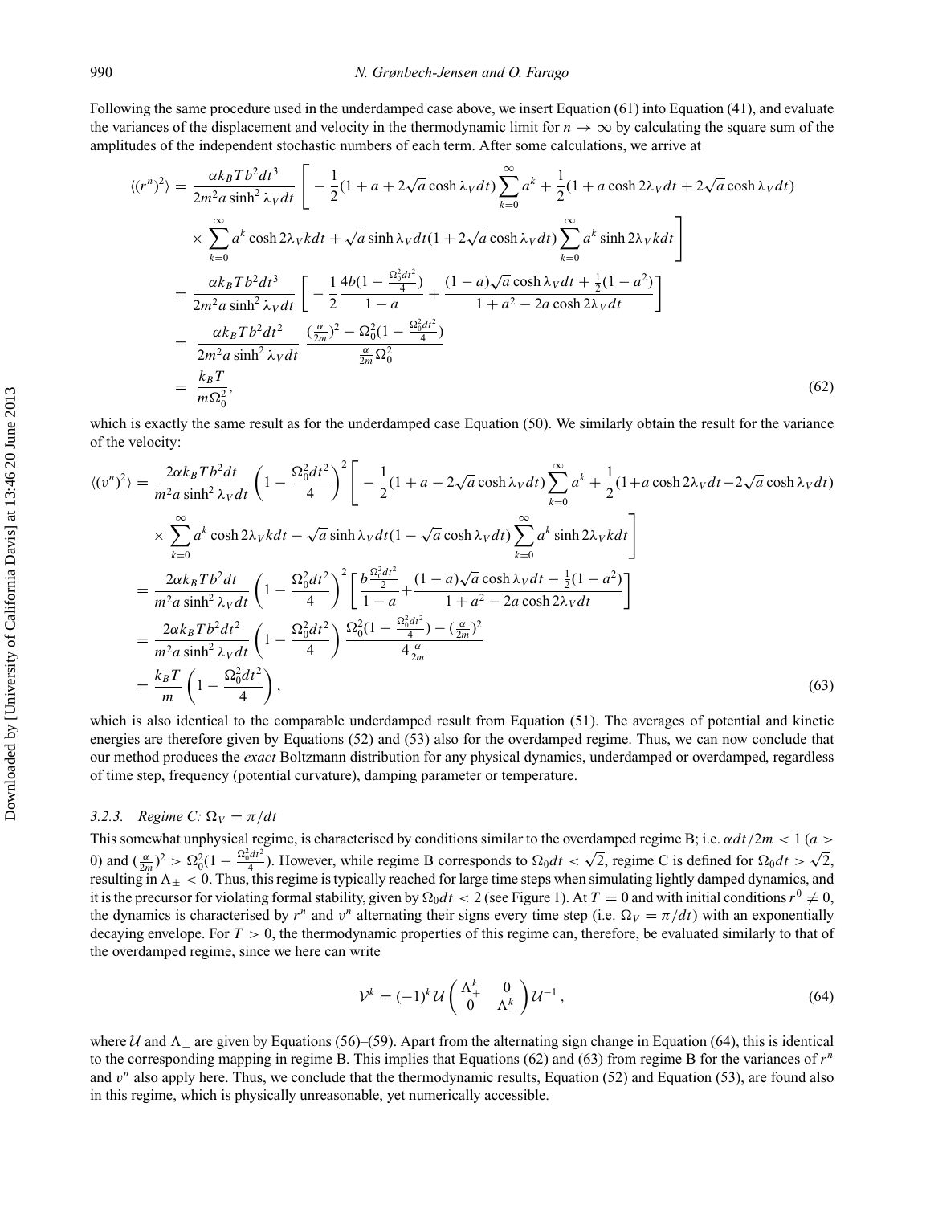Following the same procedure used in the underdamped case above, we insert Equation (61) into Equation (41), and evaluate the variances of the displacement and velocity in the thermodynamic limit for $n \to \infty$ by calculating the square sum of the amplitudes of the independent stochastic numbers of each term. After some calculations, we arrive at

$$
\begin{aligned}
\langle (r^n)^2 \rangle &= \frac{\alpha k_B T b^2 dt^3}{2m^2 a \sinh^2 \lambda_V dt} \Bigg[ -\frac{1}{2}(1 + a + 2\sqrt{a}\cosh \lambda_V dt)\sum_{k=0}^{\infty} a^k + \frac{1}{2}(1 + a\cosh 2\lambda_V dt + 2\sqrt{a}\cosh \lambda_V dt) \\
&\quad \times \sum_{k=0}^{\infty} a^k \cosh 2\lambda_V k dt + \sqrt{a}\sinh \lambda_V dt (1 + 2\sqrt{a}\cosh \lambda_V dt)\sum_{k=0}^{\infty} a^k \sinh 2\lambda_V k dt \Bigg] \\
&= \frac{\alpha k_B T b^2 dt^3}{2m^2 a \sinh^2 \lambda_V dt} \left[ -\frac{1}{2}\frac{4b(1 - \frac{\Omega_0^2 dt^2}{4})}{1 - a} + \frac{(1 - a)\sqrt{a}\cosh \lambda_V dt + \frac{1}{2}(1 - a^2)}{1 + a^2 - 2a\cosh 2\lambda_V dt} \right] \\
&= \frac{\alpha k_B T b^2 dt^2}{2m^2 a \sinh^2 \lambda_V dt} \, \frac{(\frac{\alpha}{2m})^2 - \Omega_0^2(1 - \frac{\Omega_0^2 dt^2}{4})}{\frac{\alpha}{2m}\Omega_0^2} \\
&= \frac{k_B T}{m\Omega_0^2},
\end{aligned} \tag{62}
$$

which is exactly the same result as for the underdamped case Equation (50). We similarly obtain the result for the variance of the velocity:

$$
\begin{aligned}
\langle (v^n)^2 \rangle &= \frac{2\alpha k_B T b^2 dt}{m^2 a \sinh^2 \lambda_V dt}\left(1 - \frac{\Omega_0^2 dt^2}{4}\right)^2 \Bigg[ -\frac{1}{2}(1 + a - 2\sqrt{a}\cosh \lambda_V dt)\sum_{k=0}^{\infty} a^k + \frac{1}{2}(1 + a\cosh 2\lambda_V dt - 2\sqrt{a}\cosh \lambda_V dt) \\
&\quad \times \sum_{k=0}^{\infty} a^k \cosh 2\lambda_V k dt - \sqrt{a}\sinh \lambda_V dt (1 - \sqrt{a}\cosh \lambda_V dt)\sum_{k=0}^{\infty} a^k \sinh 2\lambda_V k dt \Bigg] \\
&= \frac{2\alpha k_B T b^2 dt}{m^2 a \sinh^2 \lambda_V dt}\left(1 - \frac{\Omega_0^2 dt^2}{4}\right)^2 \left[ \frac{b\frac{\Omega_0^2 dt^2}{2}}{1 - a} + \frac{(1 - a)\sqrt{a}\cosh \lambda_V dt - \frac{1}{2}(1 - a^2)}{1 + a^2 - 2a\cosh 2\lambda_V dt} \right] \\
&= \frac{2\alpha k_B T b^2 dt^2}{m^2 a \sinh^2 \lambda_V dt}\left(1 - \frac{\Omega_0^2 dt^2}{4}\right) \frac{\Omega_0^2(1 - \frac{\Omega_0^2 dt^2}{4}) - (\frac{\alpha}{2m})^2}{4\frac{\alpha}{2m}} \\
&= \frac{k_B T}{m}\left(1 - \frac{\Omega_0^2 dt^2}{4}\right),
\end{aligned} \tag{63}
$$

which is also identical to the comparable underdamped result from Equation (51). The averages of potential and kinetic energies are therefore given by Equations (52) and (53) also for the overdamped regime. Thus, we can now conclude that our method produces the *exact* Boltzmann distribution for any physical dynamics, underdamped or overdamped, regardless of time step, frequency (potential curvature), damping parameter or temperature.

### 3.2.3. Regime C: $\Omega_V = \pi/dt$

This somewhat unphysical regime, is characterised by conditions similar to the overdamped regime B; i.e. $\alpha dt/2m < 1$ ($a > 0$) and $(\frac{\alpha}{2m})^2 > \Omega_0^2(1 - \frac{\Omega_0^2 dt^2}{4})$. However, while regime B corresponds to $\Omega_0 dt < \sqrt{2}$, regime C is defined for $\Omega_0 dt > \sqrt{2}$, resulting in $\Lambda_\pm < 0$. Thus, this regime is typically reached for large time steps when simulating lightly damped dynamics, and it is the precursor for violating formal stability, given by $\Omega_0 dt < 2$ (see Figure 1). At $T = 0$ and with initial conditions $r^0 \neq 0$, the dynamics is characterised by $r^n$ and $v^n$ alternating their signs every time step (i.e. $\Omega_V = \pi/dt$) with an exponentially decaying envelope. For $T > 0$, the thermodynamic properties of this regime can, therefore, be evaluated similarly to that of the overdamped regime, since we here can write

$$
\mathcal{V}^k = (-1)^k \mathcal{U} \begin{pmatrix} \Lambda_+^k & 0 \\ 0 & \Lambda_-^k \end{pmatrix} \mathcal{U}^{-1}, \tag{64}
$$

where $\mathcal{U}$ and $\Lambda_\pm$ are given by Equations (56)–(59). Apart from the alternating sign change in Equation (64), this is identical to the corresponding mapping in regime B. This implies that Equations (62) and (63) from regime B for the variances of $r^n$ and $v^n$ also apply here. Thus, we conclude that the thermodynamic results, Equation (52) and Equation (53), are found also in this regime, which is physically unreasonable, yet numerically accessible.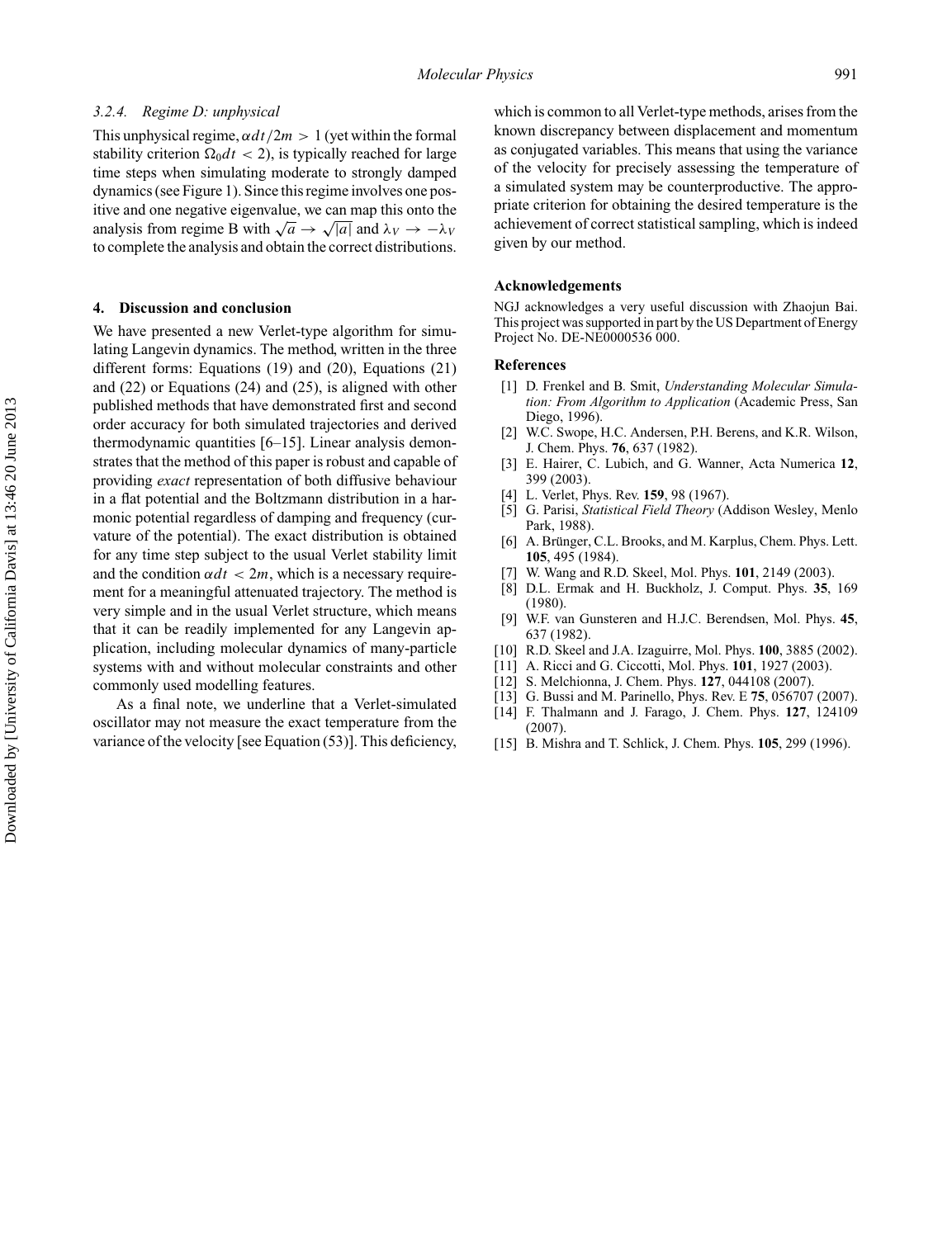#### 3.2.4. *Regime D: unphysical*

This unphysical regime, $\alpha dt/2m > 1$ (yet within the formal stability criterion $\Omega_0 dt < 2$), is typically reached for large time steps when simulating moderate to strongly damped dynamics (see Figure 1). Since this regime involves one positive and one negative eigenvalue, we can map this onto the analysis from regime B with $\sqrt{a} \rightarrow \sqrt{|a|}$ and $\lambda_V \rightarrow -\lambda_V$ to complete the analysis and obtain the correct distributions.

## 4. Discussion and conclusion

We have presented a new Verlet-type algorithm for simulating Langevin dynamics. The method, written in the three different forms: Equations (19) and (20), Equations (21) and (22) or Equations (24) and (25), is aligned with other published methods that have demonstrated first and second order accuracy for both simulated trajectories and derived thermodynamic quantities [6–15]. Linear analysis demonstrates that the method of this paper is robust and capable of providing *exact* representation of both diffusive behaviour in a flat potential and the Boltzmann distribution in a harmonic potential regardless of damping and frequency (curvature of the potential). The exact distribution is obtained for any time step subject to the usual Verlet stability limit and the condition $\alpha dt < 2m$, which is a necessary requirement for a meaningful attenuated trajectory. The method is very simple and in the usual Verlet structure, which means that it can be readily implemented for any Langevin application, including molecular dynamics of many-particle systems with and without molecular constraints and other commonly used modelling features.

As a final note, we underline that a Verlet-simulated oscillator may not measure the exact temperature from the variance of the velocity [see Equation (53)]. This deficiency, which is common to all Verlet-type methods, arises from the known discrepancy between displacement and momentum as conjugated variables. This means that using the variance of the velocity for precisely assessing the temperature of a simulated system may be counterproductive. The appropriate criterion for obtaining the desired temperature is the achievement of correct statistical sampling, which is indeed given by our method.

### Acknowledgements

NGJ acknowledges a very useful discussion with Zhaojun Bai. This project was supported in part by the US Department of Energy Project No. DE-NE0000536 000.

### References

[1] D. Frenkel and B. Smit, *Understanding Molecular Simulation: From Algorithm to Application* (Academic Press, San Diego, 1996).
[2] W.C. Swope, H.C. Andersen, P.H. Berens, and K.R. Wilson, J. Chem. Phys. **76**, 637 (1982).
[3] E. Hairer, C. Lubich, and G. Wanner, Acta Numerica **12**, 399 (2003).
[4] L. Verlet, Phys. Rev. **159**, 98 (1967).
[5] G. Parisi, *Statistical Field Theory* (Addison Wesley, Menlo Park, 1988).
[6] A. Brünger, C.L. Brooks, and M. Karplus, Chem. Phys. Lett. **105**, 495 (1984).
[7] W. Wang and R.D. Skeel, Mol. Phys. **101**, 2149 (2003).
[8] D.L. Ermak and H. Buckholz, J. Comput. Phys. **35**, 169 (1980).
[9] W.F. van Gunsteren and H.J.C. Berendsen, Mol. Phys. **45**, 637 (1982).
[10] R.D. Skeel and J.A. Izaguirre, Mol. Phys. **100**, 3885 (2002).
[11] A. Ricci and G. Ciccotti, Mol. Phys. **101**, 1927 (2003).
[12] S. Melchionna, J. Chem. Phys. **127**, 044108 (2007).
[13] G. Bussi and M. Parinello, Phys. Rev. E **75**, 056707 (2007).
[14] F. Thalmann and J. Farago, J. Chem. Phys. **127**, 124109 (2007).
[15] B. Mishra and T. Schlick, J. Chem. Phys. **105**, 299 (1996).